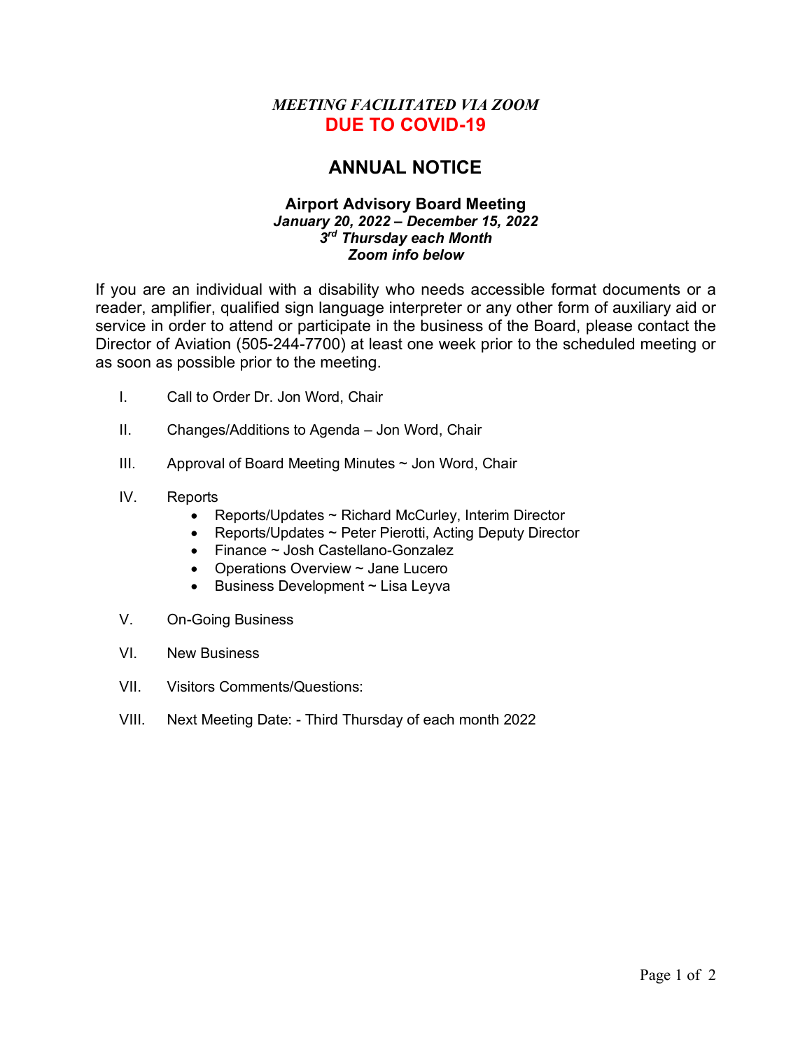*MEETING FACILITATED VIA ZOOM*

**DUE TO COVID-19**

# ANNUAL NOTICE

### Airport Advisory Board Meeting

***January 20, 2022 – December 15, 2022***

***3rd Thursday each Month***

***Zoom info below***

If you are an individual with a disability who needs accessible format documents or a reader, amplifier, qualified sign language interpreter or any other form of auxiliary aid or service in order to attend or participate in the business of the Board, please contact the Director of Aviation (505-244-7700) at least one week prior to the scheduled meeting or as soon as possible prior to the meeting.

I. Call to Order Dr. Jon Word, Chair

II. Changes/Additions to Agenda – Jon Word, Chair

III. Approval of Board Meeting Minutes ~ Jon Word, Chair

IV. Reports
- Reports/Updates ~ Richard McCurley, Interim Director
- Reports/Updates ~ Peter Pierotti, Acting Deputy Director
- Finance ~ Josh Castellano-Gonzalez
- Operations Overview ~ Jane Lucero
- Business Development ~ Lisa Leyva

V. On-Going Business

VI. New Business

VII. Visitors Comments/Questions:

VIII. Next Meeting Date: - Third Thursday of each month 2022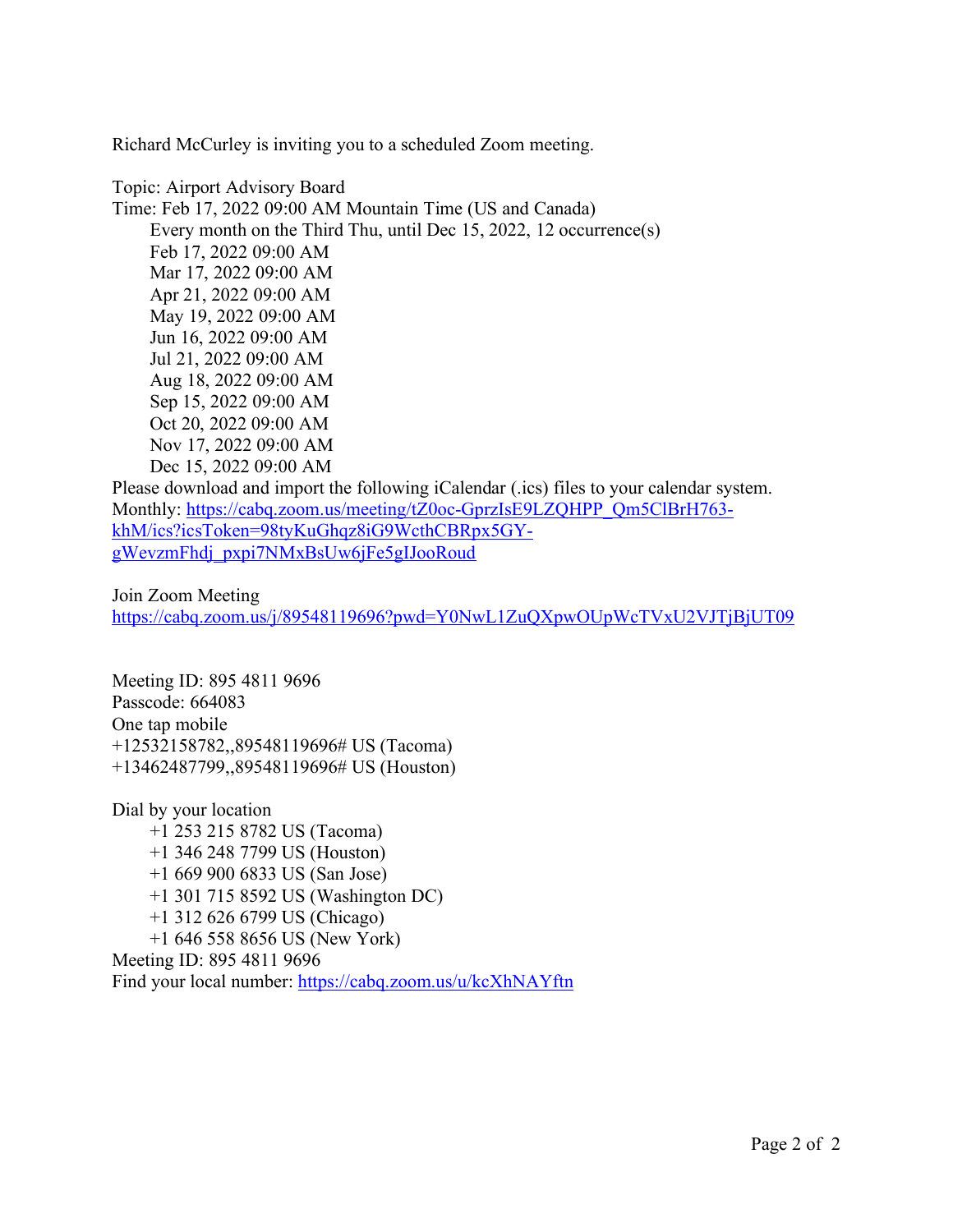Richard McCurley is inviting you to a scheduled Zoom meeting.

Topic: Airport Advisory Board
Time: Feb 17, 2022 09:00 AM Mountain Time (US and Canada)
Every month on the Third Thu, until Dec 15, 2022, 12 occurrence(s)
Feb 17, 2022 09:00 AM
Mar 17, 2022 09:00 AM
Apr 21, 2022 09:00 AM
May 19, 2022 09:00 AM
Jun 16, 2022 09:00 AM
Jul 21, 2022 09:00 AM
Aug 18, 2022 09:00 AM
Sep 15, 2022 09:00 AM
Oct 20, 2022 09:00 AM
Nov 17, 2022 09:00 AM
Dec 15, 2022 09:00 AM
Please download and import the following iCalendar (.ics) files to your calendar system.
Monthly: https://cabq.zoom.us/meeting/tZ0oc-GprzIsE9LZQHPP_Qm5ClBrH763-khM/ics?icsToken=98tyKuGhqz8iG9WcthCBRpx5GY-gWevzmFhdj_pxpi7NMxBsUw6jFe5gIJooRoud

Join Zoom Meeting
https://cabq.zoom.us/j/89548119696?pwd=Y0NwL1ZuQXpwOUpWcTVxU2VJTjBjUT09

Meeting ID: 895 4811 9696
Passcode: 664083
One tap mobile
+12532158782,,89548119696# US (Tacoma)
+13462487799,,89548119696# US (Houston)

Dial by your location
+1 253 215 8782 US (Tacoma)
+1 346 248 7799 US (Houston)
+1 669 900 6833 US (San Jose)
+1 301 715 8592 US (Washington DC)
+1 312 626 6799 US (Chicago)
+1 646 558 8656 US (New York)
Meeting ID: 895 4811 9696
Find your local number: https://cabq.zoom.us/u/kcXhNAYftn